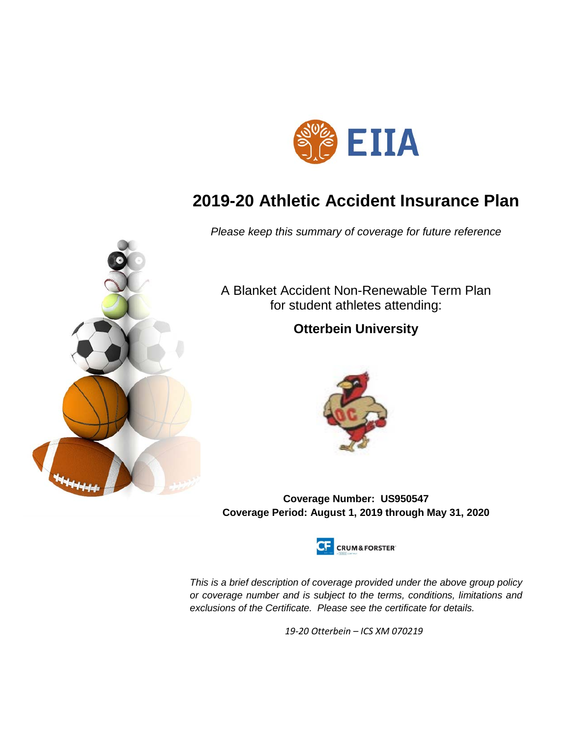EIIA

# 2019-20 Athletic Accident Insurance Plan

*Please keep this summary of coverage for future reference*

A Blanket Accident Non-Renewable Term Plan
for student athletes attending:

**Otterbein University**

**Coverage Number: US950547**
**Coverage Period: August 1, 2019 through May 31, 2020**

CRUM&FORSTER

*This is a brief description of coverage provided under the above group policy or coverage number and is subject to the terms, conditions, limitations and exclusions of the Certificate. Please see the certificate for details.*

*19-20 Otterbein – ICS XM 070219*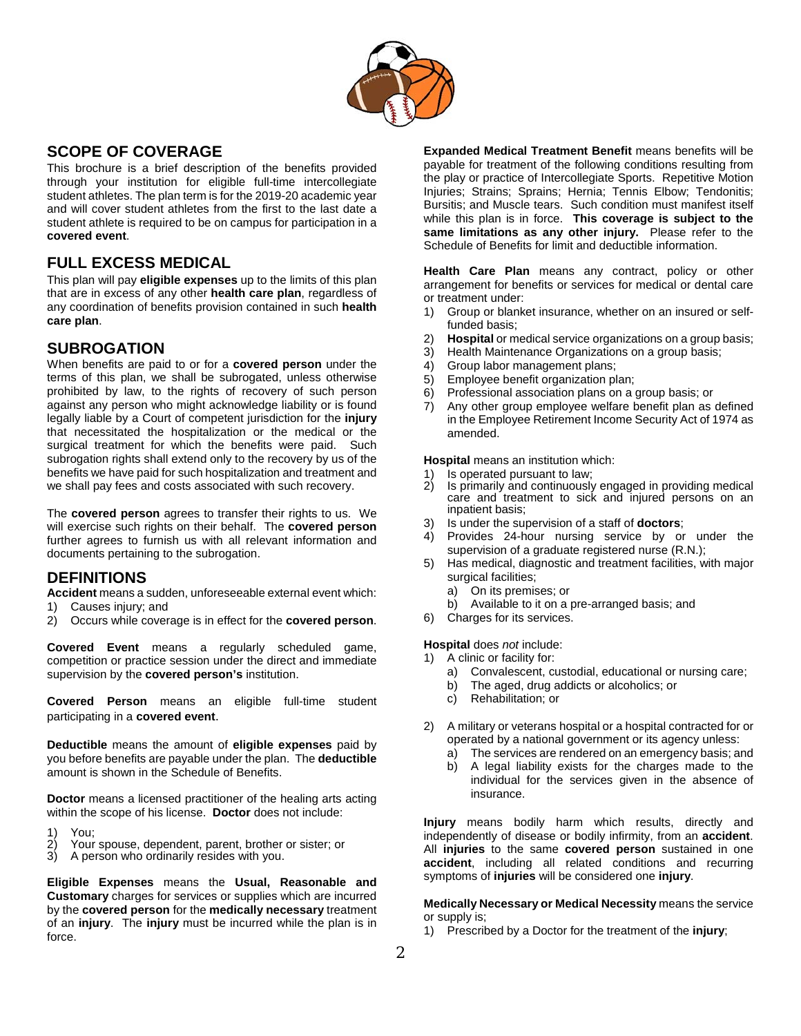## SCOPE OF COVERAGE

This brochure is a brief description of the benefits provided through your institution for eligible full-time intercollegiate student athletes. The plan term is for the 2019-20 academic year and will cover student athletes from the first to the last date a student athlete is required to be on campus for participation in a **covered event**.

## FULL EXCESS MEDICAL

This plan will pay **eligible expenses** up to the limits of this plan that are in excess of any other **health care plan**, regardless of any coordination of benefits provision contained in such **health care plan**.

## SUBROGATION

When benefits are paid to or for a **covered person** under the terms of this plan, we shall be subrogated, unless otherwise prohibited by law, to the rights of recovery of such person against any person who might acknowledge liability or is found legally liable by a Court of competent jurisdiction for the **injury** that necessitated the hospitalization or the medical or the surgical treatment for which the benefits were paid. Such subrogation rights shall extend only to the recovery by us of the benefits we have paid for such hospitalization and treatment and we shall pay fees and costs associated with such recovery.

The **covered person** agrees to transfer their rights to us. We will exercise such rights on their behalf. The **covered person** further agrees to furnish us with all relevant information and documents pertaining to the subrogation.

## DEFINITIONS

**Accident** means a sudden, unforeseeable external event which:

1) Causes injury; and
2) Occurs while coverage is in effect for the **covered person**.

**Covered Event** means a regularly scheduled game, competition or practice session under the direct and immediate supervision by the **covered person's** institution.

**Covered Person** means an eligible full-time student participating in a **covered event**.

**Deductible** means the amount of **eligible expenses** paid by you before benefits are payable under the plan. The **deductible** amount is shown in the Schedule of Benefits.

**Doctor** means a licensed practitioner of the healing arts acting within the scope of his license. **Doctor** does not include:

1) You;
2) Your spouse, dependent, parent, brother or sister; or
3) A person who ordinarily resides with you.

**Eligible Expenses** means the **Usual, Reasonable and Customary** charges for services or supplies which are incurred by the **covered person** for the **medically necessary** treatment of an **injury**. The **injury** must be incurred while the plan is in force.

**Expanded Medical Treatment Benefit** means benefits will be payable for treatment of the following conditions resulting from the play or practice of Intercollegiate Sports. Repetitive Motion Injuries; Strains; Sprains; Hernia; Tennis Elbow; Tendonitis; Bursitis; and Muscle tears. Such condition must manifest itself while this plan is in force. **This coverage is subject to the same limitations as any other injury.** Please refer to the Schedule of Benefits for limit and deductible information.

**Health Care Plan** means any contract, policy or other arrangement for benefits or services for medical or dental care or treatment under:

1) Group or blanket insurance, whether on an insured or self-funded basis;
2) **Hospital** or medical service organizations on a group basis;
3) Health Maintenance Organizations on a group basis;
4) Group labor management plans;
5) Employee benefit organization plan;
6) Professional association plans on a group basis; or
7) Any other group employee welfare benefit plan as defined in the Employee Retirement Income Security Act of 1974 as amended.

**Hospital** means an institution which:

1) Is operated pursuant to law;
2) Is primarily and continuously engaged in providing medical care and treatment to sick and injured persons on an inpatient basis;
3) Is under the supervision of a staff of **doctors**;
4) Provides 24-hour nursing service by or under the supervision of a graduate registered nurse (R.N.);
5) Has medical, diagnostic and treatment facilities, with major surgical facilities;
   a) On its premises; or
   b) Available to it on a pre-arranged basis; and
6) Charges for its services.

**Hospital** does *not* include:

1) A clinic or facility for:
   a) Convalescent, custodial, educational or nursing care;
   b) The aged, drug addicts or alcoholics; or
   c) Rehabilitation; or
2) A military or veterans hospital or a hospital contracted for or operated by a national government or its agency unless:
   a) The services are rendered on an emergency basis; and
   b) A legal liability exists for the charges made to the individual for the services given in the absence of insurance.

**Injury** means bodily harm which results, directly and independently of disease or bodily infirmity, from an **accident**. All **injuries** to the same **covered person** sustained in one **accident**, including all related conditions and recurring symptoms of **injuries** will be considered one **injury**.

**Medically Necessary or Medical Necessity** means the service or supply is;

1) Prescribed by a Doctor for the treatment of the **injury**;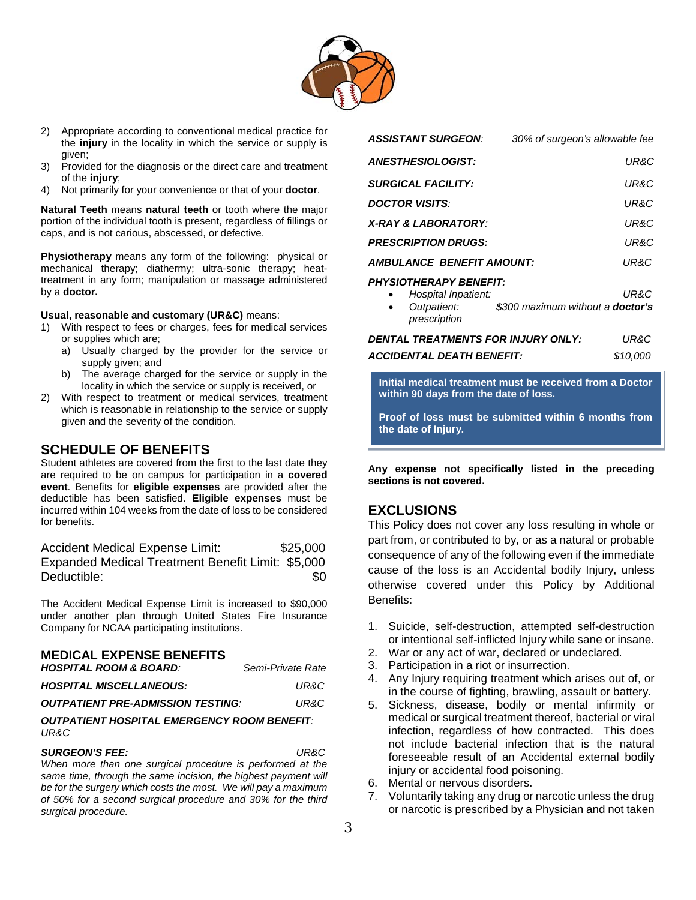2) Appropriate according to conventional medical practice for the **injury** in the locality in which the service or supply is given;
3) Provided for the diagnosis or the direct care and treatment of the **injury**;
4) Not primarily for your convenience or that of your **doctor**.

**Natural Teeth** means **natural teeth** or tooth where the major portion of the individual tooth is present, regardless of fillings or caps, and is not carious, abscessed, or defective.

**Physiotherapy** means any form of the following: physical or mechanical therapy; diathermy; ultra-sonic therapy; heat-treatment in any form; manipulation or massage administered by a **doctor.**

**Usual, reasonable and customary (UR&C)** means:

1) With respect to fees or charges, fees for medical services or supplies which are;
   a) Usually charged by the provider for the service or supply given; and
   b) The average charged for the service or supply in the locality in which the service or supply is received, or
2) With respect to treatment or medical services, treatment which is reasonable in relationship to the service or supply given and the severity of the condition.

## SCHEDULE OF BENEFITS

Student athletes are covered from the first to the last date they are required to be on campus for participation in a **covered event**. Benefits for **eligible expenses** are provided after the deductible has been satisfied. **Eligible expenses** must be incurred within 104 weeks from the date of loss to be considered for benefits.

| | |
|---|---|
| Accident Medical Expense Limit: | $25,000 |
| Expanded Medical Treatment Benefit Limit: | $5,000 |
| Deductible: | $0 |

The Accident Medical Expense Limit is increased to $90,000 under another plan through United States Fire Insurance Company for NCAA participating institutions.

## MEDICAL EXPENSE BENEFITS

| | |
|---|---|
| ***HOSPITAL ROOM & BOARD:*** | *Semi-Private Rate* |
| ***HOSPITAL MISCELLANEOUS:*** | *UR&C* |
| ***OUTPATIENT PRE-ADMISSION TESTING:*** | *UR&C* |
| ***OUTPATIENT HOSPITAL EMERGENCY ROOM BENEFIT:*** | *UR&C* |
| ***SURGEON'S FEE:*** | *UR&C* |

*When more than one surgical procedure is performed at the same time, through the same incision, the highest payment will be for the surgery which costs the most. We will pay a maximum of 50% for a second surgical procedure and 30% for the third surgical procedure.*

| | |
|---|---|
| ***ASSISTANT SURGEON:*** | *30% of surgeon's allowable fee* |
| ***ANESTHESIOLOGIST:*** | *UR&C* |
| ***SURGICAL FACILITY:*** | *UR&C* |
| ***DOCTOR VISITS:*** | *UR&C* |
| ***X-RAY & LABORATORY:*** | *UR&C* |
| ***PRESCRIPTION DRUGS:*** | *UR&C* |
| ***AMBULANCE BENEFIT AMOUNT:*** | *UR&C* |

***PHYSIOTHERAPY BENEFIT:***

- *Hospital Inpatient:* *UR&C*
- *Outpatient:* *$300 maximum without a **doctor's** prescription*

| | |
|---|---|
| ***DENTAL TREATMENTS FOR INJURY ONLY:*** | *UR&C* |
| ***ACCIDENTAL DEATH BENEFIT:*** | *$10,000* |

**Initial medical treatment must be received from a Doctor within 90 days from the date of loss.**

**Proof of loss must be submitted within 6 months from the date of Injury.**

**Any expense not specifically listed in the preceding sections is not covered.**

## EXCLUSIONS

This Policy does not cover any loss resulting in whole or part from, or contributed to by, or as a natural or probable consequence of any of the following even if the immediate cause of the loss is an Accidental bodily Injury, unless otherwise covered under this Policy by Additional Benefits:

1. Suicide, self-destruction, attempted self-destruction or intentional self-inflicted Injury while sane or insane.
2. War or any act of war, declared or undeclared.
3. Participation in a riot or insurrection.
4. Any Injury requiring treatment which arises out of, or in the course of fighting, brawling, assault or battery.
5. Sickness, disease, bodily or mental infirmity or medical or surgical treatment thereof, bacterial or viral infection, regardless of how contracted. This does not include bacterial infection that is the natural foreseeable result of an Accidental external bodily injury or accidental food poisoning.
6. Mental or nervous disorders.
7. Voluntarily taking any drug or narcotic unless the drug or narcotic is prescribed by a Physician and not taken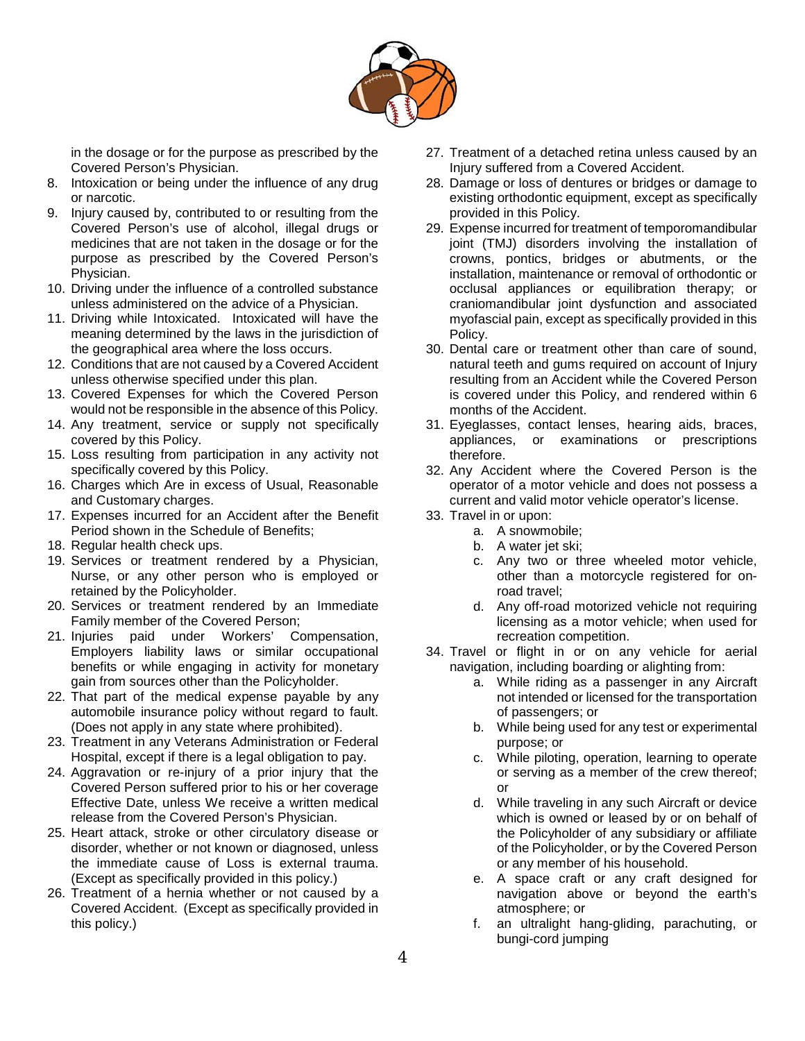in the dosage or for the purpose as prescribed by the Covered Person's Physician.

8. Intoxication or being under the influence of any drug or narcotic.
9. Injury caused by, contributed to or resulting from the Covered Person's use of alcohol, illegal drugs or medicines that are not taken in the dosage or for the purpose as prescribed by the Covered Person's Physician.
10. Driving under the influence of a controlled substance unless administered on the advice of a Physician.
11. Driving while Intoxicated. Intoxicated will have the meaning determined by the laws in the jurisdiction of the geographical area where the loss occurs.
12. Conditions that are not caused by a Covered Accident unless otherwise specified under this plan.
13. Covered Expenses for which the Covered Person would not be responsible in the absence of this Policy.
14. Any treatment, service or supply not specifically covered by this Policy.
15. Loss resulting from participation in any activity not specifically covered by this Policy.
16. Charges which Are in excess of Usual, Reasonable and Customary charges.
17. Expenses incurred for an Accident after the Benefit Period shown in the Schedule of Benefits;
18. Regular health check ups.
19. Services or treatment rendered by a Physician, Nurse, or any other person who is employed or retained by the Policyholder.
20. Services or treatment rendered by an Immediate Family member of the Covered Person;
21. Injuries paid under Workers' Compensation, Employers liability laws or similar occupational benefits or while engaging in activity for monetary gain from sources other than the Policyholder.
22. That part of the medical expense payable by any automobile insurance policy without regard to fault. (Does not apply in any state where prohibited).
23. Treatment in any Veterans Administration or Federal Hospital, except if there is a legal obligation to pay.
24. Aggravation or re-injury of a prior injury that the Covered Person suffered prior to his or her coverage Effective Date, unless We receive a written medical release from the Covered Person's Physician.
25. Heart attack, stroke or other circulatory disease or disorder, whether or not known or diagnosed, unless the immediate cause of Loss is external trauma. (Except as specifically provided in this policy.)
26. Treatment of a hernia whether or not caused by a Covered Accident. (Except as specifically provided in this policy.)
27. Treatment of a detached retina unless caused by an Injury suffered from a Covered Accident.
28. Damage or loss of dentures or bridges or damage to existing orthodontic equipment, except as specifically provided in this Policy.
29. Expense incurred for treatment of temporomandibular joint (TMJ) disorders involving the installation of crowns, pontics, bridges or abutments, or the installation, maintenance or removal of orthodontic or occlusal appliances or equilibration therapy; or craniomandibular joint dysfunction and associated myofascial pain, except as specifically provided in this Policy.
30. Dental care or treatment other than care of sound, natural teeth and gums required on account of Injury resulting from an Accident while the Covered Person is covered under this Policy, and rendered within 6 months of the Accident.
31. Eyeglasses, contact lenses, hearing aids, braces, appliances, or examinations or prescriptions therefore.
32. Any Accident where the Covered Person is the operator of a motor vehicle and does not possess a current and valid motor vehicle operator's license.
33. Travel in or upon:
    a. A snowmobile;
    b. A water jet ski;
    c. Any two or three wheeled motor vehicle, other than a motorcycle registered for on-road travel;
    d. Any off-road motorized vehicle not requiring licensing as a motor vehicle; when used for recreation competition.
34. Travel or flight in or on any vehicle for aerial navigation, including boarding or alighting from:
    a. While riding as a passenger in any Aircraft not intended or licensed for the transportation of passengers; or
    b. While being used for any test or experimental purpose; or
    c. While piloting, operation, learning to operate or serving as a member of the crew thereof; or
    d. While traveling in any such Aircraft or device which is owned or leased by or on behalf of the Policyholder of any subsidiary or affiliate of the Policyholder, or by the Covered Person or any member of his household.
    e. A space craft or any craft designed for navigation above or beyond the earth's atmosphere; or
    f. an ultralight hang-gliding, parachuting, or bungi-cord jumping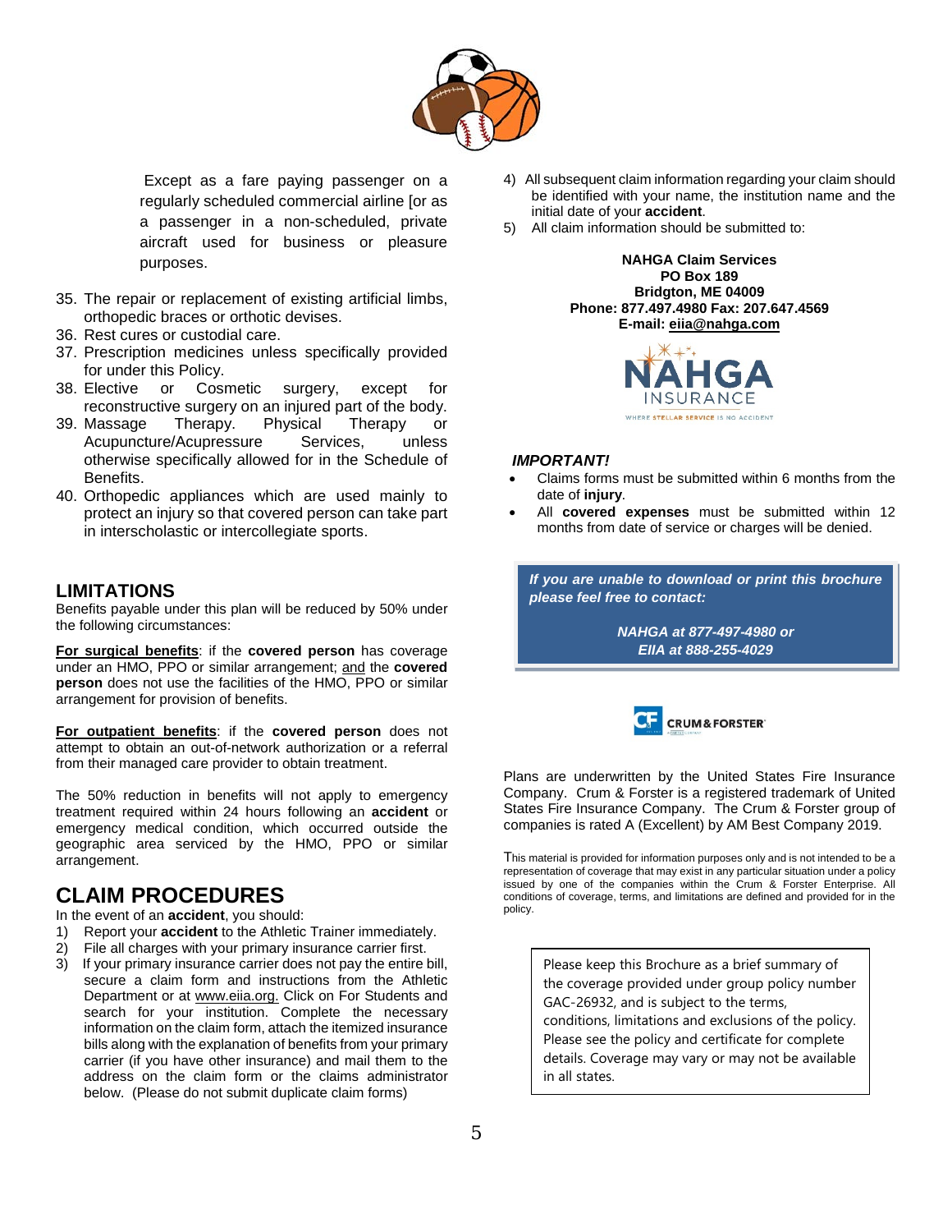Except as a fare paying passenger on a regularly scheduled commercial airline [or as a passenger in a non-scheduled, private aircraft used for business or pleasure purposes.

35. The repair or replacement of existing artificial limbs, orthopedic braces or orthotic devises.
36. Rest cures or custodial care.
37. Prescription medicines unless specifically provided for under this Policy.
38. Elective or Cosmetic surgery, except for reconstructive surgery on an injured part of the body.
39. Massage Therapy. Physical Therapy or Acupuncture/Acupressure Services, unless otherwise specifically allowed for in the Schedule of Benefits.
40. Orthopedic appliances which are used mainly to protect an injury so that covered person can take part in interscholastic or intercollegiate sports.

## LIMITATIONS

Benefits payable under this plan will be reduced by 50% under the following circumstances:

**For surgical benefits**: if the **covered person** has coverage under an HMO, PPO or similar arrangement; and the **covered person** does not use the facilities of the HMO, PPO or similar arrangement for provision of benefits.

**For outpatient benefits**: if the **covered person** does not attempt to obtain an out-of-network authorization or a referral from their managed care provider to obtain treatment.

The 50% reduction in benefits will not apply to emergency treatment required within 24 hours following an **accident** or emergency medical condition, which occurred outside the geographic area serviced by the HMO, PPO or similar arrangement.

## CLAIM PROCEDURES

In the event of an **accident**, you should:

1) Report your **accident** to the Athletic Trainer immediately.
2) File all charges with your primary insurance carrier first.
3) If your primary insurance carrier does not pay the entire bill, secure a claim form and instructions from the Athletic Department or at www.eiia.org. Click on For Students and search for your institution. Complete the necessary information on the claim form, attach the itemized insurance bills along with the explanation of benefits from your primary carrier (if you have other insurance) and mail them to the address on the claim form or the claims administrator below. (Please do not submit duplicate claim forms)
4) All subsequent claim information regarding your claim should be identified with your name, the institution name and the initial date of your **accident**.
5) All claim information should be submitted to:

**NAHGA Claim Services**
**PO Box 189**
**Bridgton, ME 04009**
**Phone: 877.497.4980 Fax: 207.647.4569**
**E-mail: eiia@nahga.com**

NAHGA INSURANCE
WHERE STELLAR SERVICE IS NO ACCIDENT

***IMPORTANT!***

- Claims forms must be submitted within 6 months from the date of **injury**.
- All **covered expenses** must be submitted within 12 months from date of service or charges will be denied.

***If you are unable to download or print this brochure please feel free to contact:***

***NAHGA at 877-497-4980 or***
***EIIA at 888-255-4029***

CRUM & FORSTER

Plans are underwritten by the United States Fire Insurance Company. Crum & Forster is a registered trademark of United States Fire Insurance Company. The Crum & Forster group of companies is rated A (Excellent) by AM Best Company 2019.

This material is provided for information purposes only and is not intended to be a representation of coverage that may exist in any particular situation under a policy issued by one of the companies within the Crum & Forster Enterprise. All conditions of coverage, terms, and limitations are defined and provided for in the policy.

Please keep this Brochure as a brief summary of the coverage provided under group policy number GAC-26932, and is subject to the terms, conditions, limitations and exclusions of the policy. Please see the policy and certificate for complete details. Coverage may vary or may not be available in all states.